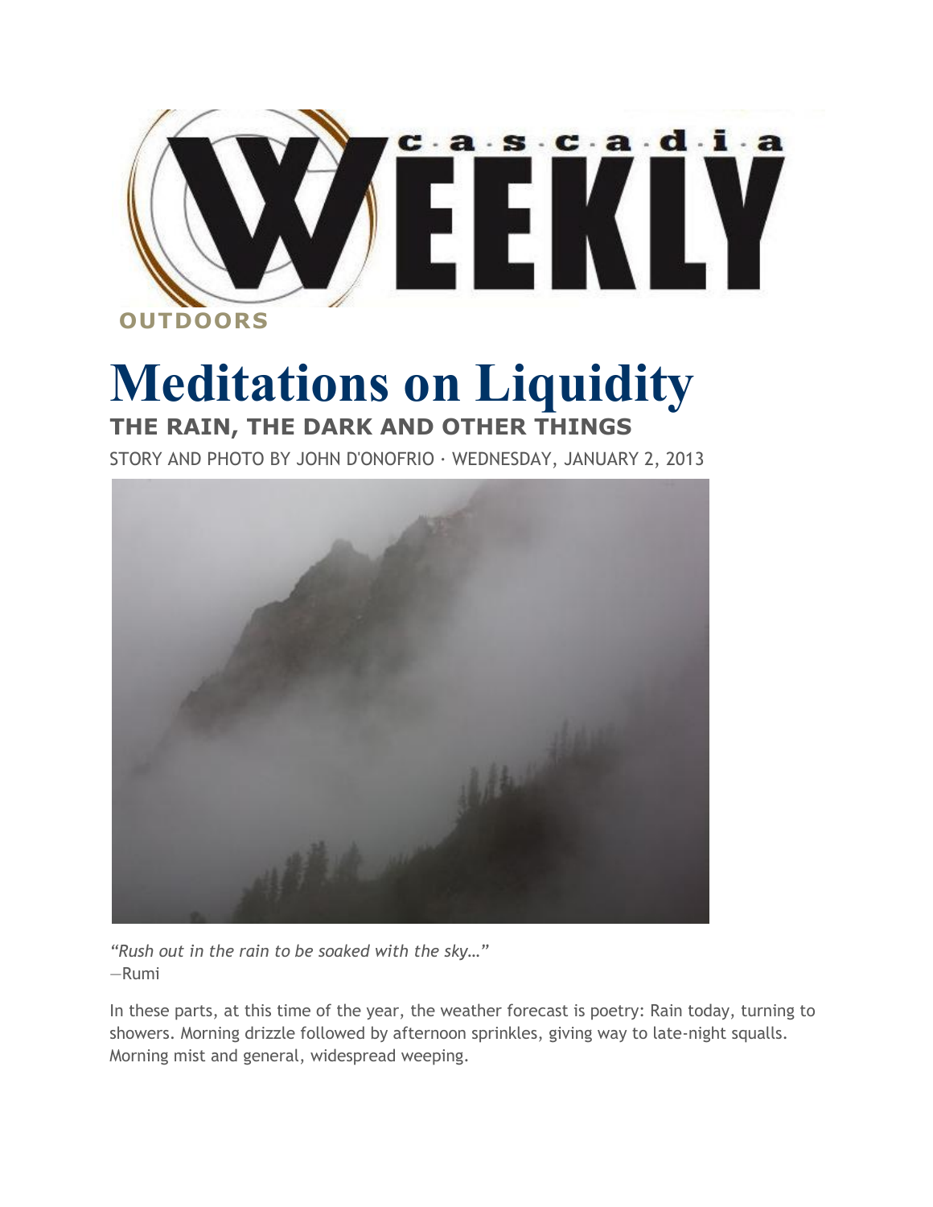Cascadia Weekly

**OUTDOORS**

# Meditations on Liquidity

## THE RAIN, THE DARK AND OTHER THINGS

STORY AND PHOTO BY JOHN D'ONOFRIO · WEDNESDAY, JANUARY 2, 2013

*"Rush out in the rain to be soaked with the sky…"*
—Rumi

In these parts, at this time of the year, the weather forecast is poetry: Rain today, turning to showers. Morning drizzle followed by afternoon sprinkles, giving way to late-night squalls. Morning mist and general, widespread weeping.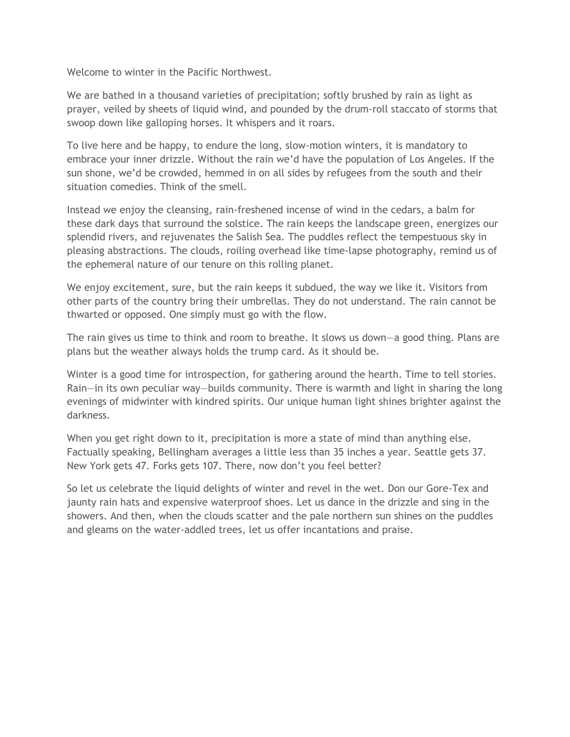Welcome to winter in the Pacific Northwest.

We are bathed in a thousand varieties of precipitation; softly brushed by rain as light as prayer, veiled by sheets of liquid wind, and pounded by the drum-roll staccato of storms that swoop down like galloping horses. It whispers and it roars.

To live here and be happy, to endure the long, slow-motion winters, it is mandatory to embrace your inner drizzle. Without the rain we'd have the population of Los Angeles. If the sun shone, we'd be crowded, hemmed in on all sides by refugees from the south and their situation comedies. Think of the smell.

Instead we enjoy the cleansing, rain-freshened incense of wind in the cedars, a balm for these dark days that surround the solstice. The rain keeps the landscape green, energizes our splendid rivers, and rejuvenates the Salish Sea. The puddles reflect the tempestuous sky in pleasing abstractions. The clouds, roiling overhead like time-lapse photography, remind us of the ephemeral nature of our tenure on this rolling planet.

We enjoy excitement, sure, but the rain keeps it subdued, the way we like it. Visitors from other parts of the country bring their umbrellas. They do not understand. The rain cannot be thwarted or opposed. One simply must go with the flow.

The rain gives us time to think and room to breathe. It slows us down—a good thing. Plans are plans but the weather always holds the trump card. As it should be.

Winter is a good time for introspection, for gathering around the hearth. Time to tell stories. Rain—in its own peculiar way—builds community. There is warmth and light in sharing the long evenings of midwinter with kindred spirits. Our unique human light shines brighter against the darkness.

When you get right down to it, precipitation is more a state of mind than anything else. Factually speaking, Bellingham averages a little less than 35 inches a year. Seattle gets 37. New York gets 47. Forks gets 107. There, now don't you feel better?

So let us celebrate the liquid delights of winter and revel in the wet. Don our Gore-Tex and jaunty rain hats and expensive waterproof shoes. Let us dance in the drizzle and sing in the showers. And then, when the clouds scatter and the pale northern sun shines on the puddles and gleams on the water-addled trees, let us offer incantations and praise.